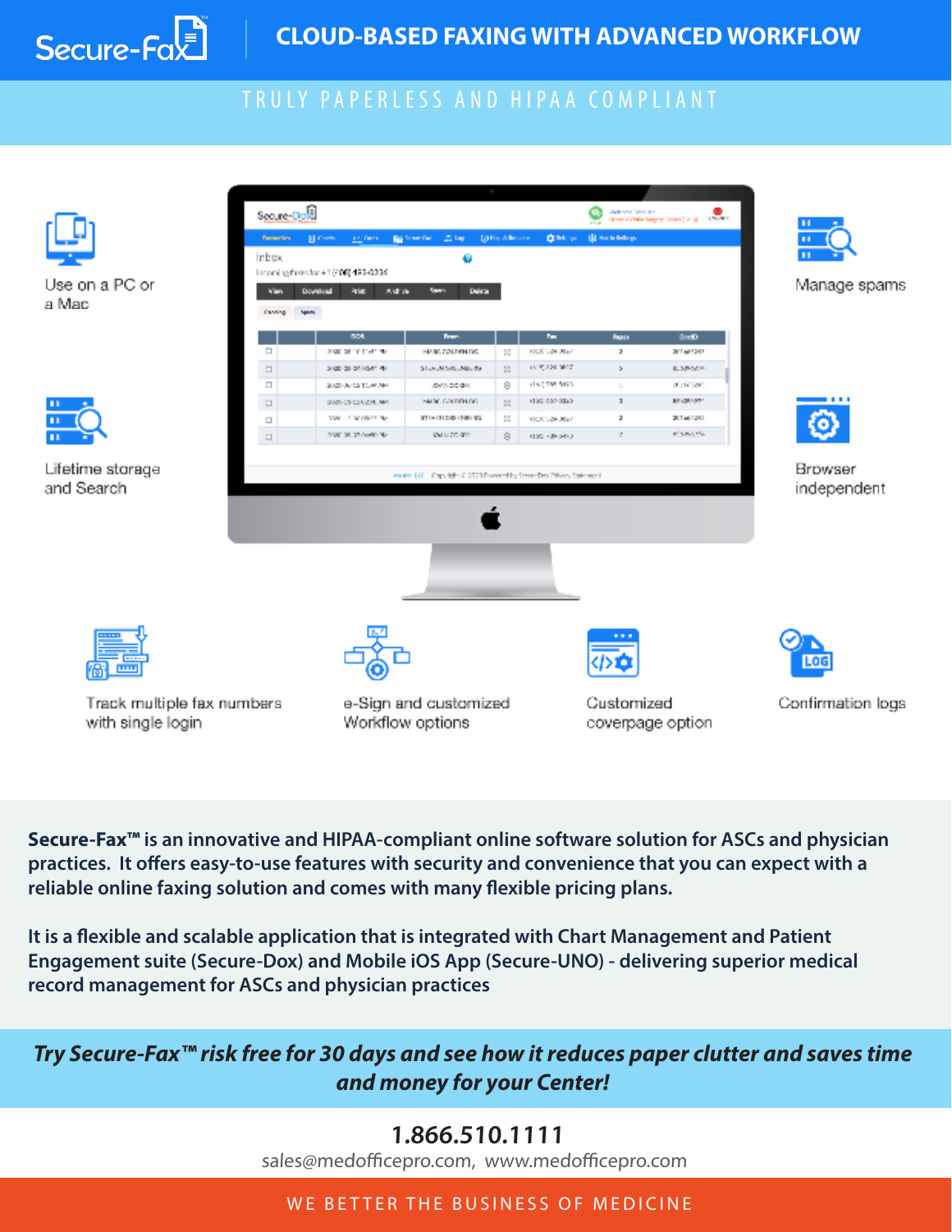# Secure-Fax™

## CLOUD-BASED FAXING WITH ADVANCED WORKFLOW

TRULY PAPERLESS AND HIPAA COMPLIANT

- Use on a PC or a Mac
- Manage spams
- Lifetime storage and Search
- Browser independent
- Track multiple fax numbers with single login
- e-Sign and customized Workflow options
- Customized coverpage option
- Confirmation logs

**Secure-Fax™ is an innovative and HIPAA-compliant online software solution for ASCs and physician practices. It offers easy-to-use features with security and convenience that you can expect with a reliable online faxing solution and comes with many flexible pricing plans.**

**It is a flexible and scalable application that is integrated with Chart Management and Patient Engagement suite (Secure-Dox) and Mobile iOS App (Secure-UNO) - delivering superior medical record management for ASCs and physician practices**

***Try Secure-Fax™ risk free for 30 days and see how it reduces paper clutter and saves time and money for your Center!***

**1.866.510.1111**

sales@medofficepro.com, www.medofficepro.com

WE BETTER THE BUSINESS OF MEDICINE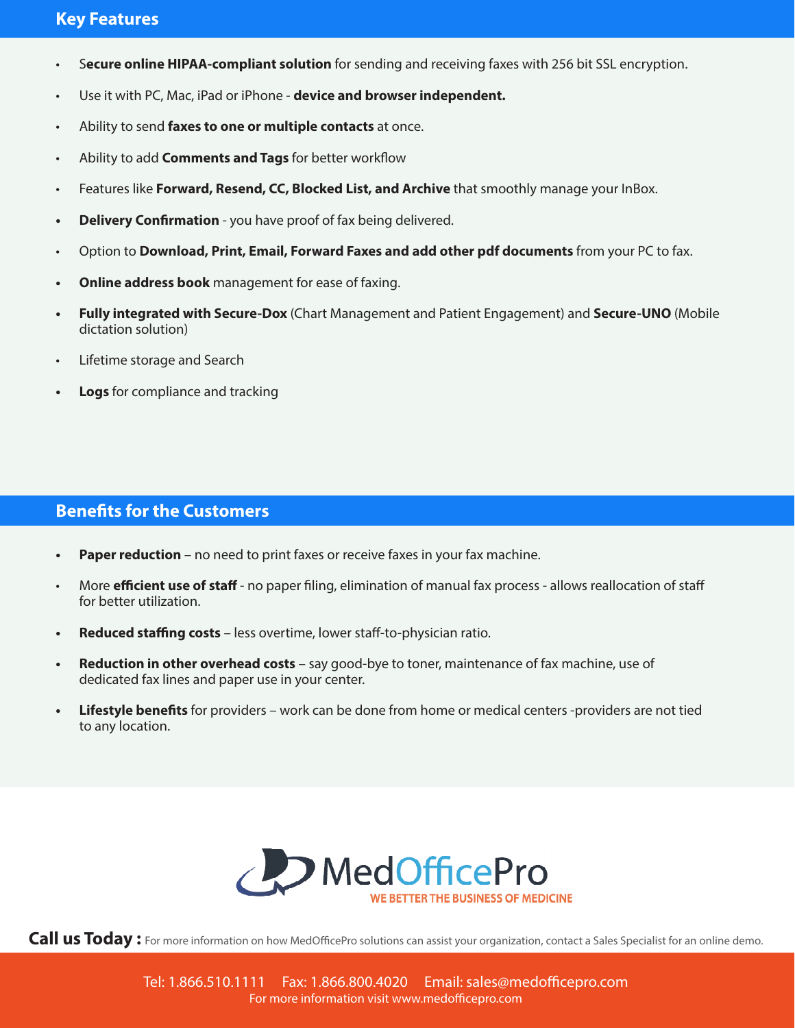## Key Features

- S**ecure online HIPAA-compliant solution** for sending and receiving faxes with 256 bit SSL encryption.
- Use it with PC, Mac, iPad or iPhone - **device and browser independent.**
- Ability to send **faxes to one or multiple contacts** at once.
- Ability to add **Comments and Tags** for better workflow
- Features like **Forward, Resend, CC, Blocked List, and Archive** that smoothly manage your InBox.
- **Delivery Confirmation** - you have proof of fax being delivered.
- Option to **Download, Print, Email, Forward Faxes and add other pdf documents** from your PC to fax.
- **Online address book** management for ease of faxing.
- **Fully integrated with Secure-Dox** (Chart Management and Patient Engagement) and **Secure-UNO** (Mobile dictation solution)
- Lifetime storage and Search
- **Logs** for compliance and tracking

## Benefits for the Customers

- **Paper reduction** – no need to print faxes or receive faxes in your fax machine.
- More **efficient use of staff** - no paper filing, elimination of manual fax process - allows reallocation of staff for better utilization.
- **Reduced staffing costs** – less overtime, lower staff-to-physician ratio.
- **Reduction in other overhead costs** – say good-bye to toner, maintenance of fax machine, use of dedicated fax lines and paper use in your center.
- **Lifestyle benefits** for providers – work can be done from home or medical centers -providers are not tied to any location.

MedOfficePro

WE BETTER THE BUSINESS OF MEDICINE

**Call us Today :** For more information on how MedOfficePro solutions can assist your organization, contact a Sales Specialist for an online demo.

Tel: 1.866.510.1111 Fax: 1.866.800.4020 Email: sales@medofficepro.com

For more information visit www.medofficepro.com